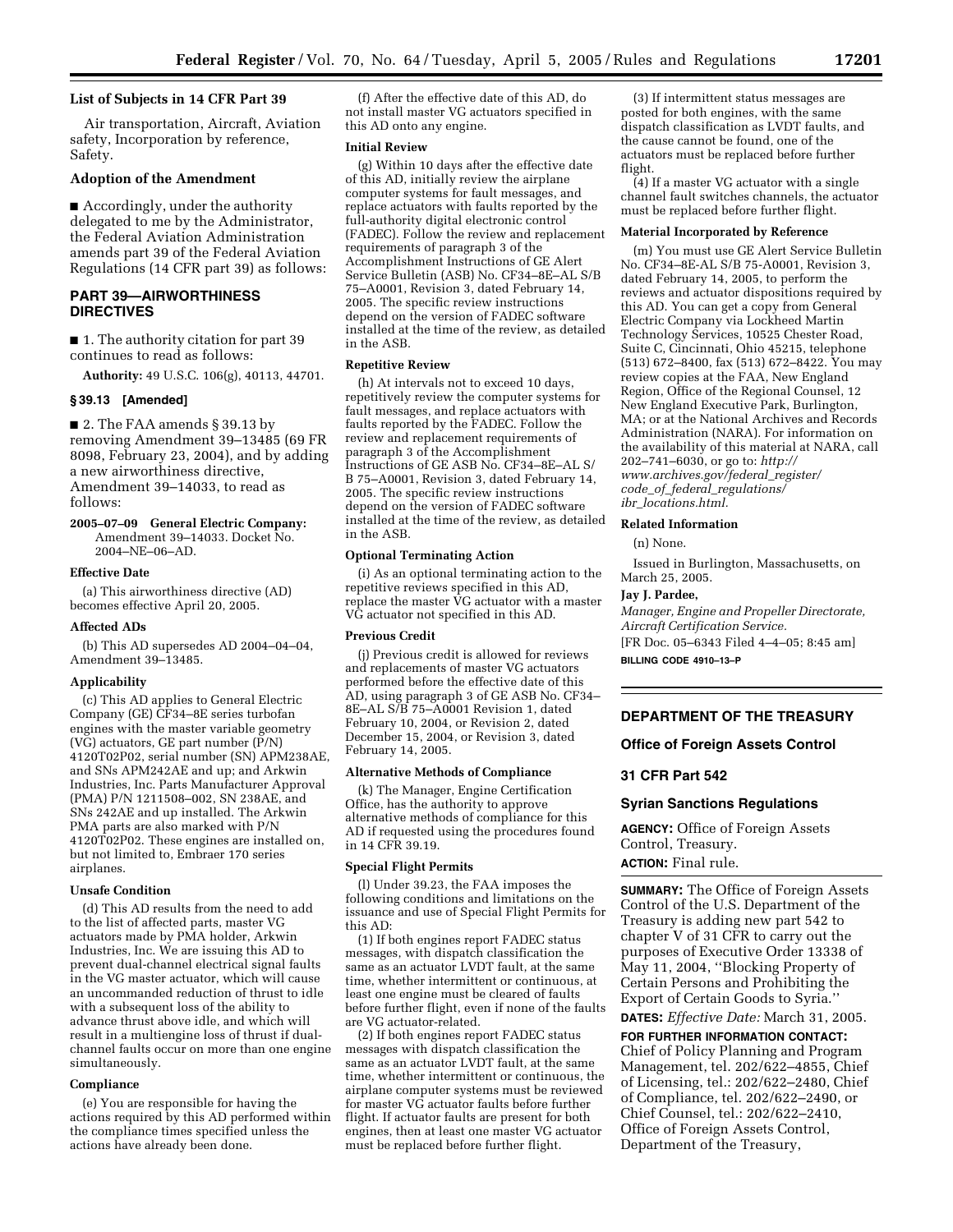### List of Subjects in 14 CFR Part 39

Air transportation, Aircraft, Aviation safety, Incorporation by reference, Safety.

### Adoption of the Amendment

■ Accordingly, under the authority delegated to me by the Administrator, the Federal Aviation Administration amends part 39 of the Federal Aviation Regulations (14 CFR part 39) as follows:

## PART 39—AIRWORTHINESS DIRECTIVES

■ 1. The authority citation for part 39 continues to read as follows:

**Authority:** 49 U.S.C. 106(g), 40113, 44701.

### § 39.13 [Amended]

■ 2. The FAA amends § 39.13 by removing Amendment 39–13485 (69 FR 8098, February 23, 2004), and by adding a new airworthiness directive, Amendment 39–14033, to read as follows:

**2005–07–09 General Electric Company:** Amendment 39–14033. Docket No. 2004–NE–06–AD.

#### Effective Date

(a) This airworthiness directive (AD) becomes effective April 20, 2005.

#### Affected ADs

(b) This AD supersedes AD 2004–04–04, Amendment 39–13485.

#### Applicability

(c) This AD applies to General Electric Company (GE) CF34–8E series turbofan engines with the master variable geometry (VG) actuators, GE part number (P/N) 4120T02P02, serial number (SN) APM238AE, and SNs APM242AE and up; and Arkwin Industries, Inc. Parts Manufacturer Approval (PMA) P/N 1211508–002, SN 238AE, and SNs 242AE and up installed. The Arkwin PMA parts are also marked with P/N 4120T02P02. These engines are installed on, but not limited to, Embraer 170 series airplanes.

#### Unsafe Condition

(d) This AD results from the need to add to the list of affected parts, master VG actuators made by PMA holder, Arkwin Industries, Inc. We are issuing this AD to prevent dual-channel electrical signal faults in the VG master actuator, which will cause an uncommanded reduction of thrust to idle with a subsequent loss of the ability to advance thrust above idle, and which will result in a multiengine loss of thrust if dual-channel faults occur on more than one engine simultaneously.

#### Compliance

(e) You are responsible for having the actions required by this AD performed within the compliance times specified unless the actions have already been done.

(f) After the effective date of this AD, do not install master VG actuators specified in this AD onto any engine.

#### Initial Review

(g) Within 10 days after the effective date of this AD, initially review the airplane computer systems for fault messages, and replace actuators with faults reported by the full-authority digital electronic control (FADEC). Follow the review and replacement requirements of paragraph 3 of the Accomplishment Instructions of GE Alert Service Bulletin (ASB) No. CF34–8E–AL S/B 75–A0001, Revision 3, dated February 14, 2005. The specific review instructions depend on the version of FADEC software installed at the time of the review, as detailed in the ASB.

#### Repetitive Review

(h) At intervals not to exceed 10 days, repetitively review the computer systems for fault messages, and replace actuators with faults reported by the FADEC. Follow the review and replacement requirements of paragraph 3 of the Accomplishment Instructions of GE ASB No. CF34–8E–AL S/B 75–A0001, Revision 3, dated February 14, 2005. The specific review instructions depend on the version of FADEC software installed at the time of the review, as detailed in the ASB.

#### Optional Terminating Action

(i) As an optional terminating action to the repetitive reviews specified in this AD, replace the master VG actuator with a master VG actuator not specified in this AD.

#### Previous Credit

(j) Previous credit is allowed for reviews and replacements of master VG actuators performed before the effective date of this AD, using paragraph 3 of GE ASB No. CF34–8E–AL S/B 75–A0001 Revision 1, dated February 10, 2004, or Revision 2, dated December 15, 2004, or Revision 3, dated February 14, 2005.

#### Alternative Methods of Compliance

(k) The Manager, Engine Certification Office, has the authority to approve alternative methods of compliance for this AD if requested using the procedures found in 14 CFR 39.19.

#### Special Flight Permits

(l) Under 39.23, the FAA imposes the following conditions and limitations on the issuance and use of Special Flight Permits for this AD:

(1) If both engines report FADEC status messages, with dispatch classification the same as an actuator LVDT fault, at the same time, whether intermittent or continuous, at least one engine must be cleared of faults before further flight, even if none of the faults are VG actuator-related.

(2) If both engines report FADEC status messages with dispatch classification the same as an actuator LVDT fault, at the same time, whether intermittent or continuous, the airplane computer systems must be reviewed for master VG actuator faults before further flight. If actuator faults are present for both engines, then at least one master VG actuator must be replaced before further flight.

(3) If intermittent status messages are posted for both engines, with the same dispatch classification as LVDT faults, and the cause cannot be found, one of the actuators must be replaced before further flight.

(4) If a master VG actuator with a single channel fault switches channels, the actuator must be replaced before further flight.

#### Material Incorporated by Reference

(m) You must use GE Alert Service Bulletin No. CF34–8E-AL S/B 75-A0001, Revision 3, dated February 14, 2005, to perform the reviews and actuator dispositions required by this AD. You can get a copy from General Electric Company via Lockheed Martin Technology Services, 10525 Chester Road, Suite C, Cincinnati, Ohio 45215, telephone (513) 672–8400, fax (513) 672–8422. You may review copies at the FAA, New England Region, Office of the Regional Counsel, 12 New England Executive Park, Burlington, MA; or at the National Archives and Records Administration (NARA). For information on the availability of this material at NARA, call 202–741–6030, or go to: *http://www.archives.gov/federal_register/code_of_federal_regulations/ibr_locations.html.*

#### Related Information

(n) None.

Issued in Burlington, Massachusetts, on March 25, 2005.

**Jay J. Pardee,**

*Manager, Engine and Propeller Directorate, Aircraft Certification Service.*

[FR Doc. 05–6343 Filed 4–4–05; 8:45 am]

**BILLING CODE 4910–13–P**

---

## DEPARTMENT OF THE TREASURY

### Office of Foreign Assets Control

### 31 CFR Part 542

### Syrian Sanctions Regulations

**AGENCY:** Office of Foreign Assets Control, Treasury.

**ACTION:** Final rule.

**SUMMARY:** The Office of Foreign Assets Control of the U.S. Department of the Treasury is adding new part 542 to chapter V of 31 CFR to carry out the purposes of Executive Order 13338 of May 11, 2004, ''Blocking Property of Certain Persons and Prohibiting the Export of Certain Goods to Syria.''

**DATES:** *Effective Date:* March 31, 2005.

**FOR FURTHER INFORMATION CONTACT:** Chief of Policy Planning and Program Management, tel. 202/622–4855, Chief of Licensing, tel.: 202/622–2480, Chief of Compliance, tel. 202/622–2490, or Chief Counsel, tel.: 202/622–2410, Office of Foreign Assets Control, Department of the Treasury,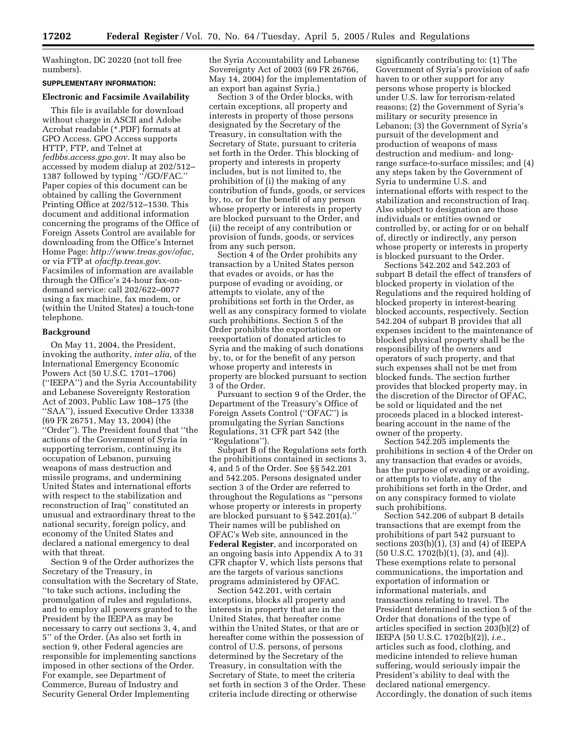Washington, DC 20220 (not toll free numbers).

**SUPPLEMENTARY INFORMATION:**

### Electronic and Facsimile Availability

This file is available for download without charge in ASCII and Adobe Acrobat readable (*.PDF) formats at GPO Access. GPO Access supports HTTP, FTP, and Telnet at *fedbbs.access.gpo.gov*. It may also be accessed by modem dialup at 202/512–1387 followed by typing ''/GO/FAC.'' Paper copies of this document can be obtained by calling the Government Printing Office at 202/512–1530. This document and additional information concerning the programs of the Office of Foreign Assets Control are available for downloading from the Office's Internet Home Page: *http://www.treas.gov/ofac*, or via FTP at *ofacftp.treas.gov*. Facsimiles of information are available through the Office's 24-hour fax-on-demand service: call 202/622–0077 using a fax machine, fax modem, or (within the United States) a touch-tone telephone.

### Background

On May 11, 2004, the President, invoking the authority, *inter alia*, of the International Emergency Economic Powers Act (50 U.S.C. 1701–1706) (''IEEPA'') and the Syria Accountability and Lebanese Sovereignty Restoration Act of 2003, Public Law 108–175 (the ''SAA''), issued Executive Order 13338 (69 FR 26751, May 13, 2004) (the ''Order''). The President found that ''the actions of the Government of Syria in supporting terrorism, continuing its occupation of Lebanon, pursuing weapons of mass destruction and missile programs, and undermining United States and international efforts with respect to the stabilization and reconstruction of Iraq'' constituted an unusual and extraordinary threat to the national security, foreign policy, and economy of the United States and declared a national emergency to deal with that threat.

Section 9 of the Order authorizes the Secretary of the Treasury, in consultation with the Secretary of State, ''to take such actions, including the promulgation of rules and regulations, and to employ all powers granted to the President by the IEEPA as may be necessary to carry out sections 3, 4, and 5'' of the Order. (As also set forth in section 9, other Federal agencies are responsible for implementing sanctions imposed in other sections of the Order. For example, see Department of Commerce, Bureau of Industry and Security General Order Implementing the Syria Accountability and Lebanese Sovereignty Act of 2003 (69 FR 26766, May 14, 2004) for the implementation of an export ban against Syria.)

Section 3 of the Order blocks, with certain exceptions, all property and interests in property of those persons designated by the Secretary of the Treasury, in consultation with the Secretary of State, pursuant to criteria set forth in the Order. This blocking of property and interests in property includes, but is not limited to, the prohibition of (i) the making of any contribution of funds, goods, or services by, to, or for the benefit of any person whose property or interests in property are blocked pursuant to the Order, and (ii) the receipt of any contribution or provision of funds, goods, or services from any such person.

Section 4 of the Order prohibits any transaction by a United States person that evades or avoids, or has the purpose of evading or avoiding, or attempts to violate, any of the prohibitions set forth in the Order, as well as any conspiracy formed to violate such prohibitions. Section 5 of the Order prohibits the exportation or reexportation of donated articles to Syria and the making of such donations by, to, or for the benefit of any person whose property and interests in property are blocked pursuant to section 3 of the Order.

Pursuant to section 9 of the Order, the Department of the Treasury's Office of Foreign Assets Control (''OFAC'') is promulgating the Syrian Sanctions Regulations, 31 CFR part 542 (the ''Regulations'').

Subpart B of the Regulations sets forth the prohibitions contained in sections 3, 4, and 5 of the Order. See §§ 542.201 and 542.205. Persons designated under section 3 of the Order are referred to throughout the Regulations as ''persons whose property or interests in property are blocked pursuant to § 542.201(a).'' Their names will be published on OFAC's Web site, announced in the **Federal Register**, and incorporated on an ongoing basis into Appendix A to 31 CFR chapter V, which lists persons that are the targets of various sanctions programs administered by OFAC.

Section 542.201, with certain exceptions, blocks all property and interests in property that are in the United States, that hereafter come within the United States, or that are or hereafter come within the possession of control of U.S. persons, of persons determined by the Secretary of the Treasury, in consultation with the Secretary of State, to meet the criteria set forth in section 3 of the Order. These criteria include directing or otherwise significantly contributing to: (1) The Government of Syria's provision of safe haven to or other support for any persons whose property is blocked under U.S. law for terrorism-related reasons; (2) the Government of Syria's military or security presence in Lebanon; (3) the Government of Syria's pursuit of the development and production of weapons of mass destruction and medium- and long-range surface-to-surface missiles; and (4) any steps taken by the Government of Syria to undermine U.S. and international efforts with respect to the stabilization and reconstruction of Iraq. Also subject to designation are those individuals or entities owned or controlled by, or acting for or on behalf of, directly or indirectly, any person whose property or interests in property is blocked pursuant to the Order.

Sections 542.202 and 542.203 of subpart B detail the effect of transfers of blocked property in violation of the Regulations and the required holding of blocked property in interest-bearing blocked accounts, respectively. Section 542.204 of subpart B provides that all expenses incident to the maintenance of blocked physical property shall be the responsibility of the owners and operators of such property, and that such expenses shall not be met from blocked funds. The section further provides that blocked property may, in the discretion of the Director of OFAC, be sold or liquidated and the net proceeds placed in a blocked interest-bearing account in the name of the owner of the property.

Section 542.205 implements the prohibitions in section 4 of the Order on any transaction that evades or avoids, has the purpose of evading or avoiding, or attempts to violate, any of the prohibitions set forth in the Order, and on any conspiracy formed to violate such prohibitions.

Section 542.206 of subpart B details transactions that are exempt from the prohibitions of part 542 pursuant to sections 203(b)(1), (3) and (4) of IEEPA (50 U.S.C. 1702(b)(1), (3), and (4)). These exemptions relate to personal communications, the importation and exportation of information or informational materials, and transactions relating to travel. The President determined in section 5 of the Order that donations of the type of articles specified in section 203(b)(2) of IEEPA (50 U.S.C. 1702(b)(2)), *i.e.,* articles such as food, clothing, and medicine intended to relieve human suffering, would seriously impair the President's ability to deal with the declared national emergency. Accordingly, the donation of such items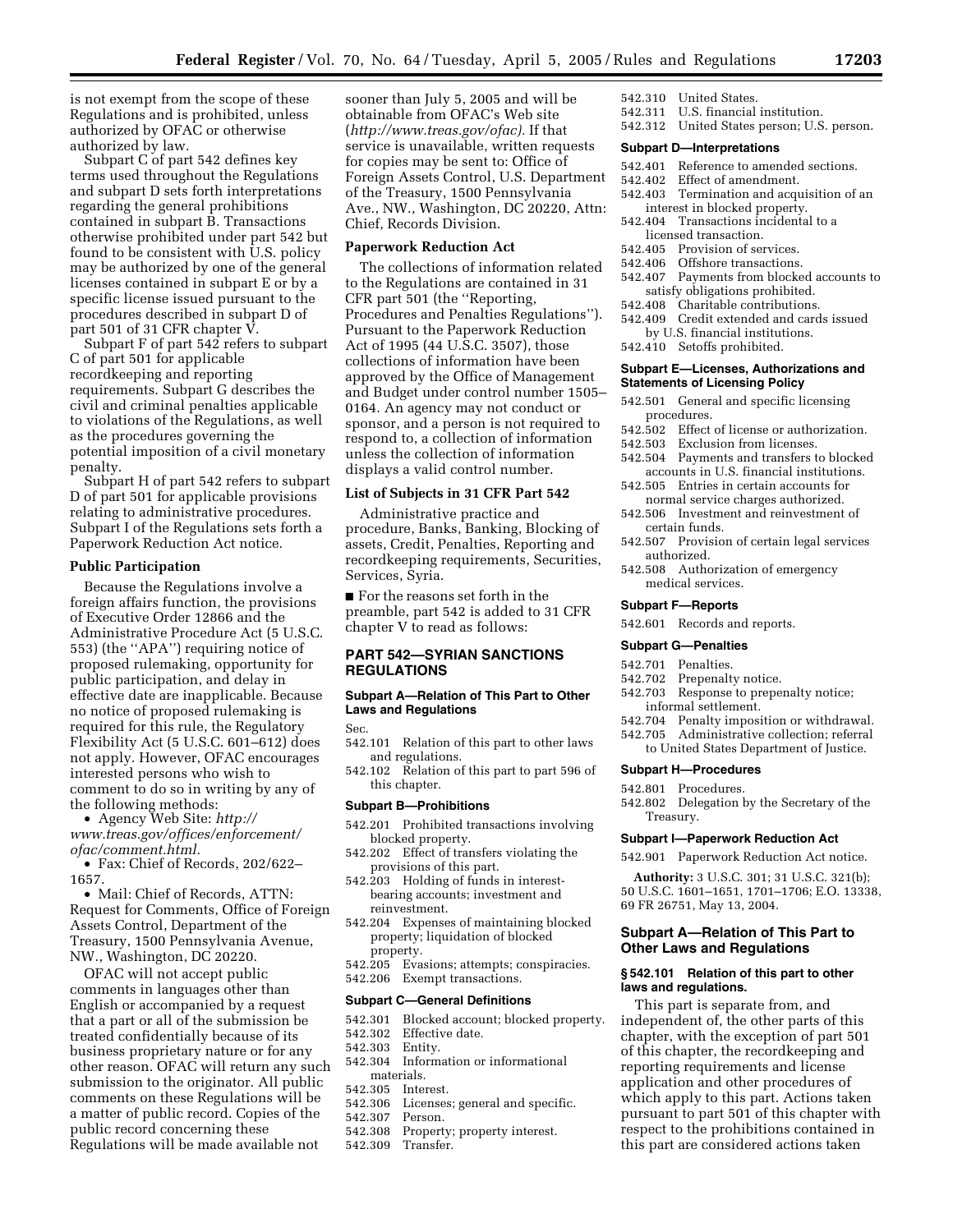is not exempt from the scope of these Regulations and is prohibited, unless authorized by OFAC or otherwise authorized by law.

Subpart C of part 542 defines key terms used throughout the Regulations and subpart D sets forth interpretations regarding the general prohibitions contained in subpart B. Transactions otherwise prohibited under part 542 but found to be consistent with U.S. policy may be authorized by one of the general licenses contained in subpart E or by a specific license issued pursuant to the procedures described in subpart D of part 501 of 31 CFR chapter V.

Subpart F of part 542 refers to subpart C of part 501 for applicable recordkeeping and reporting requirements. Subpart G describes the civil and criminal penalties applicable to violations of the Regulations, as well as the procedures governing the potential imposition of a civil monetary penalty.

Subpart H of part 542 refers to subpart D of part 501 for applicable provisions relating to administrative procedures. Subpart I of the Regulations sets forth a Paperwork Reduction Act notice.

**Public Participation**

Because the Regulations involve a foreign affairs function, the provisions of Executive Order 12866 and the Administrative Procedure Act (5 U.S.C. 553) (the ''APA'') requiring notice of proposed rulemaking, opportunity for public participation, and delay in effective date are inapplicable. Because no notice of proposed rulemaking is required for this rule, the Regulatory Flexibility Act (5 U.S.C. 601–612) does not apply. However, OFAC encourages interested persons who wish to comment to do so in writing by any of the following methods:

- Agency Web Site: *http://www.treas.gov/offices/enforcement/ofac/comment.html.*
- Fax: Chief of Records, 202/622–1657.
- Mail: Chief of Records, ATTN: Request for Comments, Office of Foreign Assets Control, Department of the Treasury, 1500 Pennsylvania Avenue, NW., Washington, DC 20220.

OFAC will not accept public comments in languages other than English or accompanied by a request that a part or all of the submission be treated confidentially because of its business proprietary nature or for any other reason. OFAC will return any such submission to the originator. All public comments on these Regulations will be a matter of public record. Copies of the public record concerning these Regulations will be made available not sooner than July 5, 2005 and will be obtainable from OFAC's Web site (*http://www.treas.gov/ofac).* If that service is unavailable, written requests for copies may be sent to: Office of Foreign Assets Control, U.S. Department of the Treasury, 1500 Pennsylvania Ave., NW., Washington, DC 20220, Attn: Chief, Records Division.

**Paperwork Reduction Act**

The collections of information related to the Regulations are contained in 31 CFR part 501 (the ''Reporting, Procedures and Penalties Regulations''). Pursuant to the Paperwork Reduction Act of 1995 (44 U.S.C. 3507), those collections of information have been approved by the Office of Management and Budget under control number 1505–0164. An agency may not conduct or sponsor, and a person is not required to respond to, a collection of information unless the collection of information displays a valid control number.

**List of Subjects in 31 CFR Part 542**

Administrative practice and procedure, Banks, Banking, Blocking of assets, Credit, Penalties, Reporting and recordkeeping requirements, Securities, Services, Syria.

■ For the reasons set forth in the preamble, part 542 is added to 31 CFR chapter V to read as follows:

## PART 542—SYRIAN SANCTIONS REGULATIONS

**Subpart A—Relation of This Part to Other Laws and Regulations**

Sec.
542.101 Relation of this part to other laws and regulations.
542.102 Relation of this part to part 596 of this chapter.

**Subpart B—Prohibitions**

542.201 Prohibited transactions involving blocked property.
542.202 Effect of transfers violating the provisions of this part.
542.203 Holding of funds in interest-bearing accounts; investment and reinvestment.
542.204 Expenses of maintaining blocked property; liquidation of blocked property.
542.205 Evasions; attempts; conspiracies.
542.206 Exempt transactions.

**Subpart C—General Definitions**

542.301 Blocked account; blocked property.
542.302 Effective date.
542.303 Entity.
542.304 Information or informational materials.
542.305 Interest.
542.306 Licenses; general and specific.
542.307 Person.
542.308 Property; property interest.
542.309 Transfer.
542.310 United States.
542.311 U.S. financial institution.
542.312 United States person; U.S. person.

**Subpart D—Interpretations**

542.401 Reference to amended sections.
542.402 Effect of amendment.
542.403 Termination and acquisition of an interest in blocked property.
542.404 Transactions incidental to a licensed transaction.
542.405 Provision of services.
542.406 Offshore transactions.
542.407 Payments from blocked accounts to satisfy obligations prohibited.
542.408 Charitable contributions.
542.409 Credit extended and cards issued by U.S. financial institutions.
542.410 Setoffs prohibited.

**Subpart E—Licenses, Authorizations and Statements of Licensing Policy**

542.501 General and specific licensing procedures.
542.502 Effect of license or authorization.
542.503 Exclusion from licenses.
542.504 Payments and transfers to blocked accounts in U.S. financial institutions.
542.505 Entries in certain accounts for normal service charges authorized.
542.506 Investment and reinvestment of certain funds.
542.507 Provision of certain legal services authorized.
542.508 Authorization of emergency medical services.

**Subpart F—Reports**

542.601 Records and reports.

**Subpart G—Penalties**

542.701 Penalties.
542.702 Prepenalty notice.
542.703 Response to prepenalty notice; informal settlement.
542.704 Penalty imposition or withdrawal.
542.705 Administrative collection; referral to United States Department of Justice.

**Subpart H—Procedures**

542.801 Procedures.
542.802 Delegation by the Secretary of the Treasury.

**Subpart I—Paperwork Reduction Act**

542.901 Paperwork Reduction Act notice.

**Authority:** 3 U.S.C. 301; 31 U.S.C. 321(b); 50 U.S.C. 1601–1651, 1701–1706; E.O. 13338, 69 FR 26751, May 13, 2004.

### Subpart A—Relation of This Part to Other Laws and Regulations

**§ 542.101 Relation of this part to other laws and regulations.**

This part is separate from, and independent of, the other parts of this chapter, with the exception of part 501 of this chapter, the recordkeeping and reporting requirements and license application and other procedures of which apply to this part. Actions taken pursuant to part 501 of this chapter with respect to the prohibitions contained in this part are considered actions taken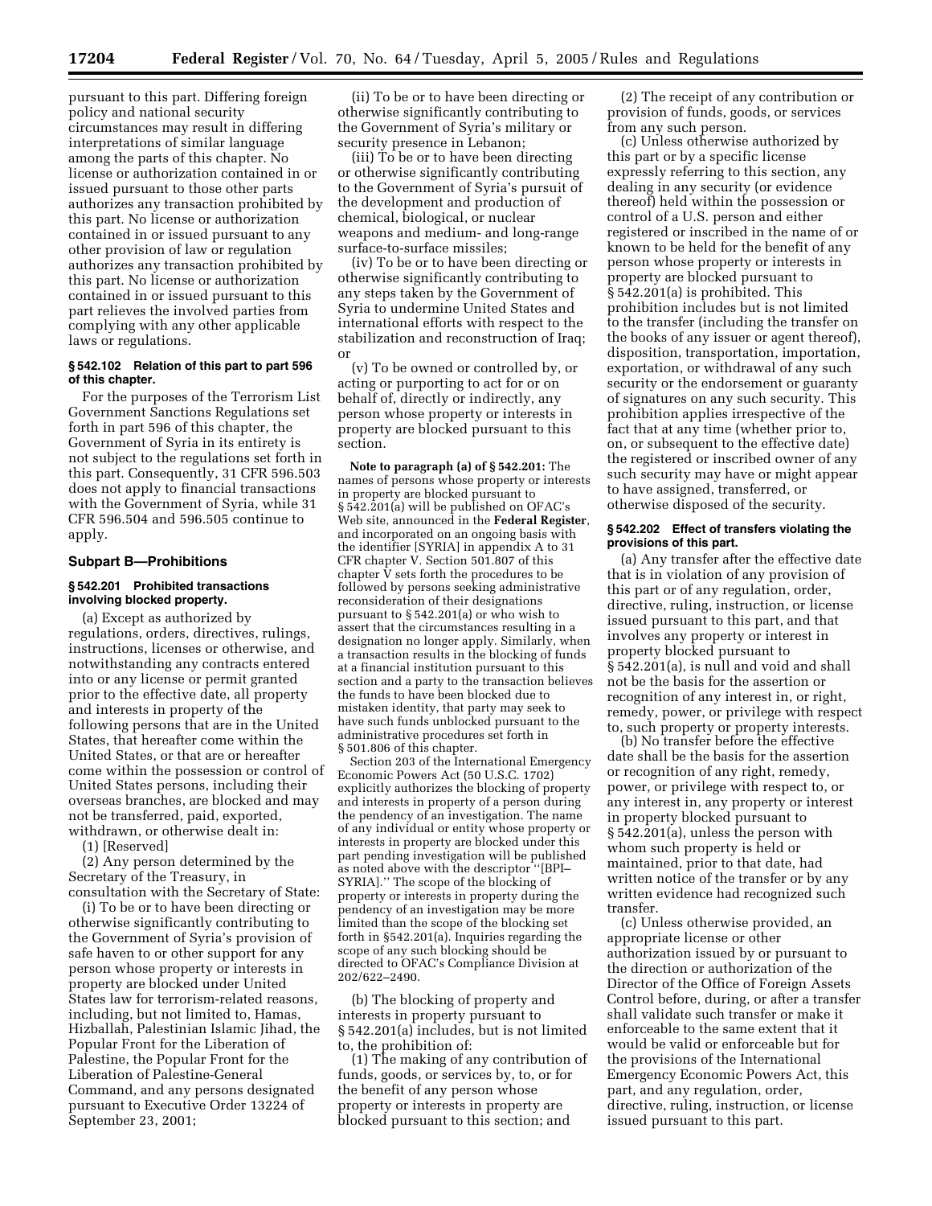pursuant to this part. Differing foreign policy and national security circumstances may result in differing interpretations of similar language among the parts of this chapter. No license or authorization contained in or issued pursuant to those other parts authorizes any transaction prohibited by this part. No license or authorization contained in or issued pursuant to any other provision of law or regulation authorizes any transaction prohibited by this part. No license or authorization contained in or issued pursuant to this part relieves the involved parties from complying with any other applicable laws or regulations.

#### § 542.102 Relation of this part to part 596 of this chapter.

For the purposes of the Terrorism List Government Sanctions Regulations set forth in part 596 of this chapter, the Government of Syria in its entirety is not subject to the regulations set forth in this part. Consequently, 31 CFR 596.503 does not apply to financial transactions with the Government of Syria, while 31 CFR 596.504 and 596.505 continue to apply.

### Subpart B—Prohibitions

#### § 542.201 Prohibited transactions involving blocked property.

(a) Except as authorized by regulations, orders, directives, rulings, instructions, licenses or otherwise, and notwithstanding any contracts entered into or any license or permit granted prior to the effective date, all property and interests in property of the following persons that are in the United States, that hereafter come within the United States, or that are or hereafter come within the possession or control of United States persons, including their overseas branches, are blocked and may not be transferred, paid, exported, withdrawn, or otherwise dealt in:

(1) [Reserved]

(2) Any person determined by the Secretary of the Treasury, in consultation with the Secretary of State:

(i) To be or to have been directing or otherwise significantly contributing to the Government of Syria's provision of safe haven to or other support for any person whose property or interests in property are blocked under United States law for terrorism-related reasons, including, but not limited to, Hamas, Hizballah, Palestinian Islamic Jihad, the Popular Front for the Liberation of Palestine, the Popular Front for the Liberation of Palestine-General Command, and any persons designated pursuant to Executive Order 13224 of September 23, 2001;

(ii) To be or to have been directing or otherwise significantly contributing to the Government of Syria's military or security presence in Lebanon;

(iii) To be or to have been directing or otherwise significantly contributing to the Government of Syria's pursuit of the development and production of chemical, biological, or nuclear weapons and medium- and long-range surface-to-surface missiles;

(iv) To be or to have been directing or otherwise significantly contributing to any steps taken by the Government of Syria to undermine United States and international efforts with respect to the stabilization and reconstruction of Iraq; or

(v) To be owned or controlled by, or acting or purporting to act for or on behalf of, directly or indirectly, any person whose property or interests in property are blocked pursuant to this section.

**Note to paragraph (a) of § 542.201:** The names of persons whose property or interests in property are blocked pursuant to § 542.201(a) will be published on OFAC's Web site, announced in the **Federal Register**, and incorporated on an ongoing basis with the identifier [SYRIA] in appendix A to 31 CFR chapter V. Section 501.807 of this chapter V sets forth the procedures to be followed by persons seeking administrative reconsideration of their designations pursuant to § 542.201(a) or who wish to assert that the circumstances resulting in a designation no longer apply. Similarly, when a transaction results in the blocking of funds at a financial institution pursuant to this section and a party to the transaction believes the funds to have been blocked due to mistaken identity, that party may seek to have such funds unblocked pursuant to the administrative procedures set forth in § 501.806 of this chapter.

Section 203 of the International Emergency Economic Powers Act (50 U.S.C. 1702) explicitly authorizes the blocking of property and interests in property of a person during the pendency of an investigation. The name of any individual or entity whose property or interests in property are blocked under this part pending investigation will be published as noted above with the descriptor "[BPI–SYRIA]." The scope of the blocking of property or interests in property during the pendency of an investigation may be more limited than the scope of the blocking set forth in §542.201(a). Inquiries regarding the scope of any such blocking should be directed to OFAC's Compliance Division at 202/622–2490.

(b) The blocking of property and interests in property pursuant to § 542.201(a) includes, but is not limited to, the prohibition of:

(1) The making of any contribution of funds, goods, or services by, to, or for the benefit of any person whose property or interests in property are blocked pursuant to this section; and

(2) The receipt of any contribution or provision of funds, goods, or services from any such person.

(c) Unless otherwise authorized by this part or by a specific license expressly referring to this section, any dealing in any security (or evidence thereof) held within the possession or control of a U.S. person and either registered or inscribed in the name of or known to be held for the benefit of any person whose property or interests in property are blocked pursuant to § 542.201(a) is prohibited. This prohibition includes but is not limited to the transfer (including the transfer on the books of any issuer or agent thereof), disposition, transportation, importation, exportation, or withdrawal of any such security or the endorsement or guaranty of signatures on any such security. This prohibition applies irrespective of the fact that at any time (whether prior to, on, or subsequent to the effective date) the registered or inscribed owner of any such security may have or might appear to have assigned, transferred, or otherwise disposed of the security.

#### § 542.202 Effect of transfers violating the provisions of this part.

(a) Any transfer after the effective date that is in violation of any provision of this part or of any regulation, order, directive, ruling, instruction, or license issued pursuant to this part, and that involves any property or interest in property blocked pursuant to § 542.201(a), is null and void and shall not be the basis for the assertion or recognition of any interest in, or right, remedy, power, or privilege with respect to, such property or property interests.

(b) No transfer before the effective date shall be the basis for the assertion or recognition of any right, remedy, power, or privilege with respect to, or any interest in, any property or interest in property blocked pursuant to § 542.201(a), unless the person with whom such property is held or maintained, prior to that date, had written notice of the transfer or by any written evidence had recognized such transfer.

(c) Unless otherwise provided, an appropriate license or other authorization issued by or pursuant to the direction or authorization of the Director of the Office of Foreign Assets Control before, during, or after a transfer shall validate such transfer or make it enforceable to the same extent that it would be valid or enforceable but for the provisions of the International Emergency Economic Powers Act, this part, and any regulation, order, directive, ruling, instruction, or license issued pursuant to this part.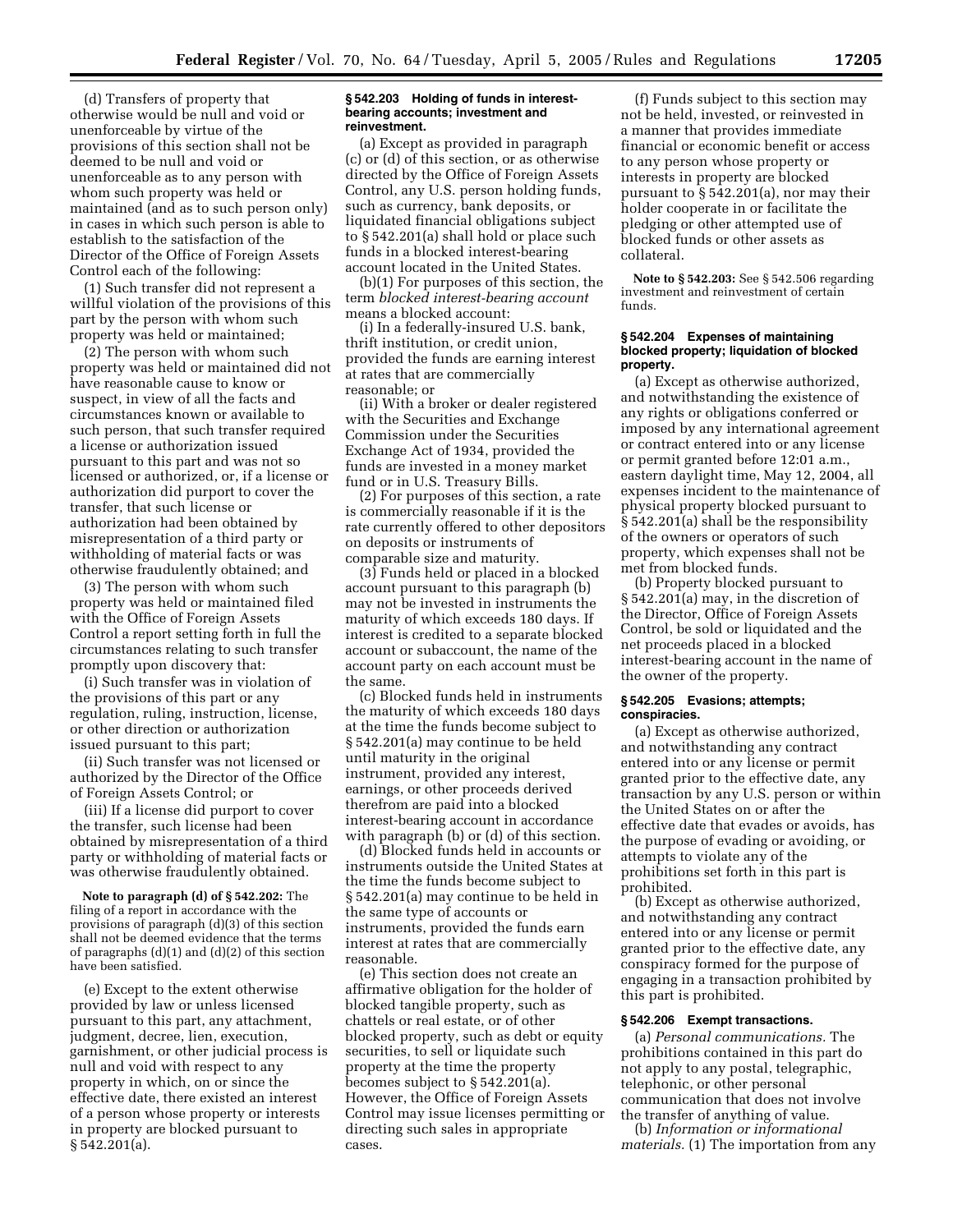(d) Transfers of property that otherwise would be null and void or unenforceable by virtue of the provisions of this section shall not be deemed to be null and void or unenforceable as to any person with whom such property was held or maintained (and as to such person only) in cases in which such person is able to establish to the satisfaction of the Director of the Office of Foreign Assets Control each of the following:

(1) Such transfer did not represent a willful violation of the provisions of this part by the person with whom such property was held or maintained;

(2) The person with whom such property was held or maintained did not have reasonable cause to know or suspect, in view of all the facts and circumstances known or available to such person, that such transfer required a license or authorization issued pursuant to this part and was not so licensed or authorized, or, if a license or authorization did purport to cover the transfer, that such license or authorization had been obtained by misrepresentation of a third party or withholding of material facts or was otherwise fraudulently obtained; and

(3) The person with whom such property was held or maintained filed with the Office of Foreign Assets Control a report setting forth in full the circumstances relating to such transfer promptly upon discovery that:

(i) Such transfer was in violation of the provisions of this part or any regulation, ruling, instruction, license, or other direction or authorization issued pursuant to this part;

(ii) Such transfer was not licensed or authorized by the Director of the Office of Foreign Assets Control; or

(iii) If a license did purport to cover the transfer, such license had been obtained by misrepresentation of a third party or withholding of material facts or was otherwise fraudulently obtained.

**Note to paragraph (d) of § 542.202:** The filing of a report in accordance with the provisions of paragraph (d)(3) of this section shall not be deemed evidence that the terms of paragraphs (d)(1) and (d)(2) of this section have been satisfied.

(e) Except to the extent otherwise provided by law or unless licensed pursuant to this part, any attachment, judgment, decree, lien, execution, garnishment, or other judicial process is null and void with respect to any property in which, on or since the effective date, there existed an interest of a person whose property or interests in property are blocked pursuant to § 542.201(a).

### § 542.203 Holding of funds in interest-bearing accounts; investment and reinvestment.

(a) Except as provided in paragraph (c) or (d) of this section, or as otherwise directed by the Office of Foreign Assets Control, any U.S. person holding funds, such as currency, bank deposits, or liquidated financial obligations subject to § 542.201(a) shall hold or place such funds in a blocked interest-bearing account located in the United States.

(b)(1) For purposes of this section, the term *blocked interest-bearing account* means a blocked account:

(i) In a federally-insured U.S. bank, thrift institution, or credit union, provided the funds are earning interest at rates that are commercially reasonable; or

(ii) With a broker or dealer registered with the Securities and Exchange Commission under the Securities Exchange Act of 1934, provided the funds are invested in a money market fund or in U.S. Treasury Bills.

(2) For purposes of this section, a rate is commercially reasonable if it is the rate currently offered to other depositors on deposits or instruments of comparable size and maturity.

(3) Funds held or placed in a blocked account pursuant to this paragraph (b) may not be invested in instruments the maturity of which exceeds 180 days. If interest is credited to a separate blocked account or subaccount, the name of the account party on each account must be the same.

(c) Blocked funds held in instruments the maturity of which exceeds 180 days at the time the funds become subject to § 542.201(a) may continue to be held until maturity in the original instrument, provided any interest, earnings, or other proceeds derived therefrom are paid into a blocked interest-bearing account in accordance with paragraph (b) or (d) of this section.

(d) Blocked funds held in accounts or instruments outside the United States at the time the funds become subject to § 542.201(a) may continue to be held in the same type of accounts or instruments, provided the funds earn interest at rates that are commercially reasonable.

(e) This section does not create an affirmative obligation for the holder of blocked tangible property, such as chattels or real estate, or of other blocked property, such as debt or equity securities, to sell or liquidate such property at the time the property becomes subject to § 542.201(a). However, the Office of Foreign Assets Control may issue licenses permitting or directing such sales in appropriate cases.

(f) Funds subject to this section may not be held, invested, or reinvested in a manner that provides immediate financial or economic benefit or access to any person whose property or interests in property are blocked pursuant to § 542.201(a), nor may their holder cooperate in or facilitate the pledging or other attempted use of blocked funds or other assets as collateral.

**Note to § 542.203:** See § 542.506 regarding investment and reinvestment of certain funds.

### § 542.204 Expenses of maintaining blocked property; liquidation of blocked property.

(a) Except as otherwise authorized, and notwithstanding the existence of any rights or obligations conferred or imposed by any international agreement or contract entered into or any license or permit granted before 12:01 a.m., eastern daylight time, May 12, 2004, all expenses incident to the maintenance of physical property blocked pursuant to § 542.201(a) shall be the responsibility of the owners or operators of such property, which expenses shall not be met from blocked funds.

(b) Property blocked pursuant to § 542.201(a) may, in the discretion of the Director, Office of Foreign Assets Control, be sold or liquidated and the net proceeds placed in a blocked interest-bearing account in the name of the owner of the property.

### § 542.205 Evasions; attempts; conspiracies.

(a) Except as otherwise authorized, and notwithstanding any contract entered into or any license or permit granted prior to the effective date, any transaction by any U.S. person or within the United States on or after the effective date that evades or avoids, has the purpose of evading or avoiding, or attempts to violate any of the prohibitions set forth in this part is prohibited.

(b) Except as otherwise authorized, and notwithstanding any contract entered into or any license or permit granted prior to the effective date, any conspiracy formed for the purpose of engaging in a transaction prohibited by this part is prohibited.

### § 542.206 Exempt transactions.

(a) *Personal communications.* The prohibitions contained in this part do not apply to any postal, telegraphic, telephonic, or other personal communication that does not involve the transfer of anything of value.

(b) *Information or informational materials.* (1) The importation from any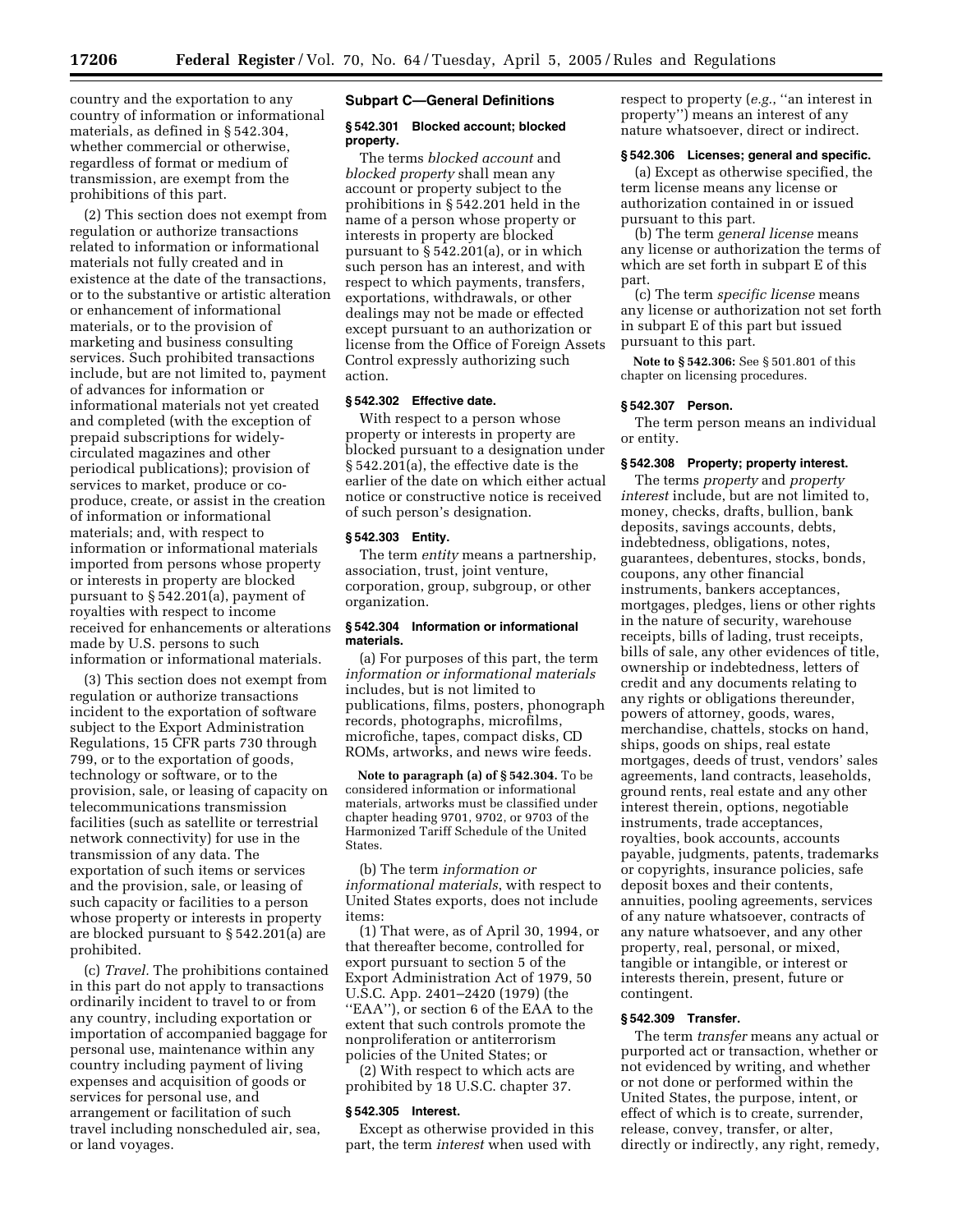country and the exportation to any country of information or informational materials, as defined in § 542.304, whether commercial or otherwise, regardless of format or medium of transmission, are exempt from the prohibitions of this part.

(2) This section does not exempt from regulation or authorize transactions related to information or informational materials not fully created and in existence at the date of the transactions, or to the substantive or artistic alteration or enhancement of informational materials, or to the provision of marketing and business consulting services. Such prohibited transactions include, but are not limited to, payment of advances for information or informational materials not yet created and completed (with the exception of prepaid subscriptions for widely-circulated magazines and other periodical publications); provision of services to market, produce or co-produce, create, or assist in the creation of information or informational materials; and, with respect to information or informational materials imported from persons whose property or interests in property are blocked pursuant to § 542.201(a), payment of royalties with respect to income received for enhancements or alterations made by U.S. persons to such information or informational materials.

(3) This section does not exempt from regulation or authorize transactions incident to the exportation of software subject to the Export Administration Regulations, 15 CFR parts 730 through 799, or to the exportation of goods, technology or software, or to the provision, sale, or leasing of capacity on telecommunications transmission facilities (such as satellite or terrestrial network connectivity) for use in the transmission of any data. The exportation of such items or services and the provision, sale, or leasing of such capacity or facilities to a person whose property or interests in property are blocked pursuant to § 542.201(a) are prohibited.

(c) *Travel.* The prohibitions contained in this part do not apply to transactions ordinarily incident to travel to or from any country, including exportation or importation of accompanied baggage for personal use, maintenance within any country including payment of living expenses and acquisition of goods or services for personal use, and arrangement or facilitation of such travel including nonscheduled air, sea, or land voyages.

## Subpart C—General Definitions

### § 542.301 Blocked account; blocked property.

The terms *blocked account* and *blocked property* shall mean any account or property subject to the prohibitions in § 542.201 held in the name of a person whose property or interests in property are blocked pursuant to § 542.201(a), or in which such person has an interest, and with respect to which payments, transfers, exportations, withdrawals, or other dealings may not be made or effected except pursuant to an authorization or license from the Office of Foreign Assets Control expressly authorizing such action.

### § 542.302 Effective date.

With respect to a person whose property or interests in property are blocked pursuant to a designation under § 542.201(a), the effective date is the earlier of the date on which either actual notice or constructive notice is received of such person's designation.

### § 542.303 Entity.

The term *entity* means a partnership, association, trust, joint venture, corporation, group, subgroup, or other organization.

### § 542.304 Information or informational materials.

(a) For purposes of this part, the term *information or informational materials* includes, but is not limited to publications, films, posters, phonograph records, photographs, microfilms, microfiche, tapes, compact disks, CD ROMs, artworks, and news wire feeds.

**Note to paragraph (a) of § 542.304.** To be considered information or informational materials, artworks must be classified under chapter heading 9701, 9702, or 9703 of the Harmonized Tariff Schedule of the United States.

(b) The term *information or informational materials*, with respect to United States exports, does not include items:

(1) That were, as of April 30, 1994, or that thereafter become, controlled for export pursuant to section 5 of the Export Administration Act of 1979, 50 U.S.C. App. 2401–2420 (1979) (the ''EAA''), or section 6 of the EAA to the extent that such controls promote the nonproliferation or antiterrorism policies of the United States; or

(2) With respect to which acts are prohibited by 18 U.S.C. chapter 37.

### § 542.305 Interest.

Except as otherwise provided in this part, the term *interest* when used with respect to property (*e.g.*, ''an interest in property'') means an interest of any nature whatsoever, direct or indirect.

### § 542.306 Licenses; general and specific.

(a) Except as otherwise specified, the term license means any license or authorization contained in or issued pursuant to this part.

(b) The term *general license* means any license or authorization the terms of which are set forth in subpart E of this part.

(c) The term *specific license* means any license or authorization not set forth in subpart E of this part but issued pursuant to this part.

**Note to § 542.306:** See § 501.801 of this chapter on licensing procedures.

### § 542.307 Person.

The term person means an individual or entity.

### § 542.308 Property; property interest.

The terms *property* and *property interest* include, but are not limited to, money, checks, drafts, bullion, bank deposits, savings accounts, debts, indebtedness, obligations, notes, guarantees, debentures, stocks, bonds, coupons, any other financial instruments, bankers acceptances, mortgages, pledges, liens or other rights in the nature of security, warehouse receipts, bills of lading, trust receipts, bills of sale, any other evidences of title, ownership or indebtedness, letters of credit and any documents relating to any rights or obligations thereunder, powers of attorney, goods, wares, merchandise, chattels, stocks on hand, ships, goods on ships, real estate mortgages, deeds of trust, vendors' sales agreements, land contracts, leaseholds, ground rents, real estate and any other interest therein, options, negotiable instruments, trade acceptances, royalties, book accounts, accounts payable, judgments, patents, trademarks or copyrights, insurance policies, safe deposit boxes and their contents, annuities, pooling agreements, services of any nature whatsoever, contracts of any nature whatsoever, and any other property, real, personal, or mixed, tangible or intangible, or interest or interests therein, present, future or contingent.

### § 542.309 Transfer.

The term *transfer* means any actual or purported act or transaction, whether or not evidenced by writing, and whether or not done or performed within the United States, the purpose, intent, or effect of which is to create, surrender, release, convey, transfer, or alter, directly or indirectly, any right, remedy,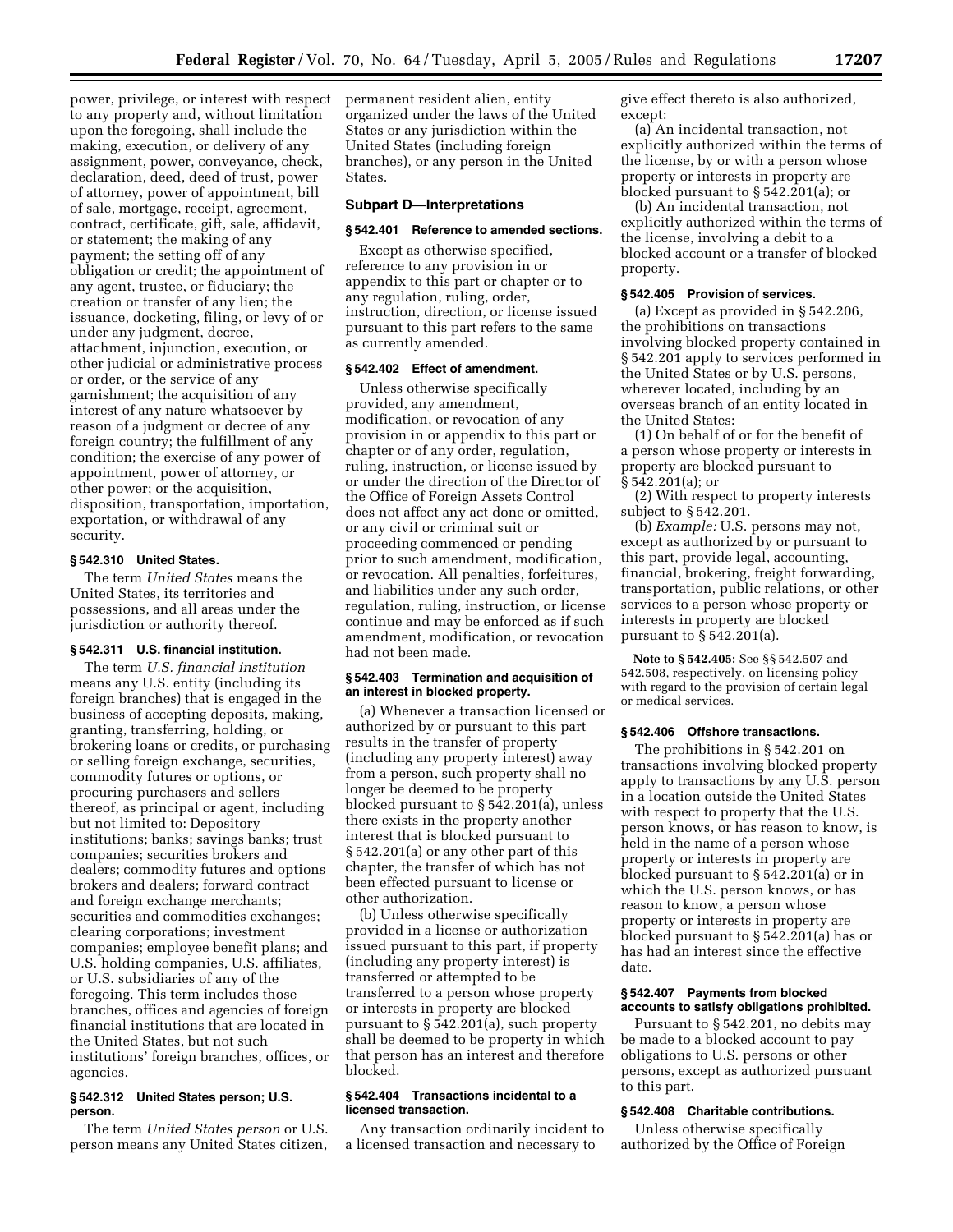power, privilege, or interest with respect to any property and, without limitation upon the foregoing, shall include the making, execution, or delivery of any assignment, power, conveyance, check, declaration, deed, deed of trust, power of attorney, power of appointment, bill of sale, mortgage, receipt, agreement, contract, certificate, gift, sale, affidavit, or statement; the making of any payment; the setting off of any obligation or credit; the appointment of any agent, trustee, or fiduciary; the creation or transfer of any lien; the issuance, docketing, filing, or levy of or under any judgment, decree, attachment, injunction, execution, or other judicial or administrative process or order, or the service of any garnishment; the acquisition of any interest of any nature whatsoever by reason of a judgment or decree of any foreign country; the fulfillment of any condition; the exercise of any power of appointment, power of attorney, or other power; or the acquisition, disposition, transportation, importation, exportation, or withdrawal of any security.

### § 542.310 United States.

The term *United States* means the United States, its territories and possessions, and all areas under the jurisdiction or authority thereof.

### § 542.311 U.S. financial institution.

The term *U.S. financial institution* means any U.S. entity (including its foreign branches) that is engaged in the business of accepting deposits, making, granting, transferring, holding, or brokering loans or credits, or purchasing or selling foreign exchange, securities, commodity futures or options, or procuring purchasers and sellers thereof, as principal or agent, including but not limited to: Depository institutions; banks; savings banks; trust companies; securities brokers and dealers; commodity futures and options brokers and dealers; forward contract and foreign exchange merchants; securities and commodities exchanges; clearing corporations; investment companies; employee benefit plans; and U.S. holding companies, U.S. affiliates, or U.S. subsidiaries of any of the foregoing. This term includes those branches, offices and agencies of foreign financial institutions that are located in the United States, but not such institutions' foreign branches, offices, or agencies.

### § 542.312 United States person; U.S. person.

The term *United States person* or U.S. person means any United States citizen, permanent resident alien, entity organized under the laws of the United States or any jurisdiction within the United States (including foreign branches), or any person in the United States.

## Subpart D—Interpretations

### § 542.401 Reference to amended sections.

Except as otherwise specified, reference to any provision in or appendix to this part or chapter or to any regulation, ruling, order, instruction, direction, or license issued pursuant to this part refers to the same as currently amended.

### § 542.402 Effect of amendment.

Unless otherwise specifically provided, any amendment, modification, or revocation of any provision in or appendix to this part or chapter or of any order, regulation, ruling, instruction, or license issued by or under the direction of the Director of the Office of Foreign Assets Control does not affect any act done or omitted, or any civil or criminal suit or proceeding commenced or pending prior to such amendment, modification, or revocation. All penalties, forfeitures, and liabilities under any such order, regulation, ruling, instruction, or license continue and may be enforced as if such amendment, modification, or revocation had not been made.

### § 542.403 Termination and acquisition of an interest in blocked property.

(a) Whenever a transaction licensed or authorized by or pursuant to this part results in the transfer of property (including any property interest) away from a person, such property shall no longer be deemed to be property blocked pursuant to § 542.201(a), unless there exists in the property another interest that is blocked pursuant to § 542.201(a) or any other part of this chapter, the transfer of which has not been effected pursuant to license or other authorization.

(b) Unless otherwise specifically provided in a license or authorization issued pursuant to this part, if property (including any property interest) is transferred or attempted to be transferred to a person whose property or interests in property are blocked pursuant to § 542.201(a), such property shall be deemed to be property in which that person has an interest and therefore blocked.

### § 542.404 Transactions incidental to a licensed transaction.

Any transaction ordinarily incident to a licensed transaction and necessary to give effect thereto is also authorized, except:

(a) An incidental transaction, not explicitly authorized within the terms of the license, by or with a person whose property or interests in property are blocked pursuant to § 542.201(a); or

(b) An incidental transaction, not explicitly authorized within the terms of the license, involving a debit to a blocked account or a transfer of blocked property.

### § 542.405 Provision of services.

(a) Except as provided in § 542.206, the prohibitions on transactions involving blocked property contained in § 542.201 apply to services performed in the United States or by U.S. persons, wherever located, including by an overseas branch of an entity located in the United States:

(1) On behalf of or for the benefit of a person whose property or interests in property are blocked pursuant to § 542.201(a); or

(2) With respect to property interests subject to § 542.201.

(b) *Example:* U.S. persons may not, except as authorized by or pursuant to this part, provide legal, accounting, financial, brokering, freight forwarding, transportation, public relations, or other services to a person whose property or interests in property are blocked pursuant to § 542.201(a).

**Note to § 542.405:** See §§ 542.507 and 542.508, respectively, on licensing policy with regard to the provision of certain legal or medical services.

### § 542.406 Offshore transactions.

The prohibitions in § 542.201 on transactions involving blocked property apply to transactions by any U.S. person in a location outside the United States with respect to property that the U.S. person knows, or has reason to know, is held in the name of a person whose property or interests in property are blocked pursuant to § 542.201(a) or in which the U.S. person knows, or has reason to know, a person whose property or interests in property are blocked pursuant to § 542.201(a) has or has had an interest since the effective date.

### § 542.407 Payments from blocked accounts to satisfy obligations prohibited.

Pursuant to § 542.201, no debits may be made to a blocked account to pay obligations to U.S. persons or other persons, except as authorized pursuant to this part.

### § 542.408 Charitable contributions.

Unless otherwise specifically authorized by the Office of Foreign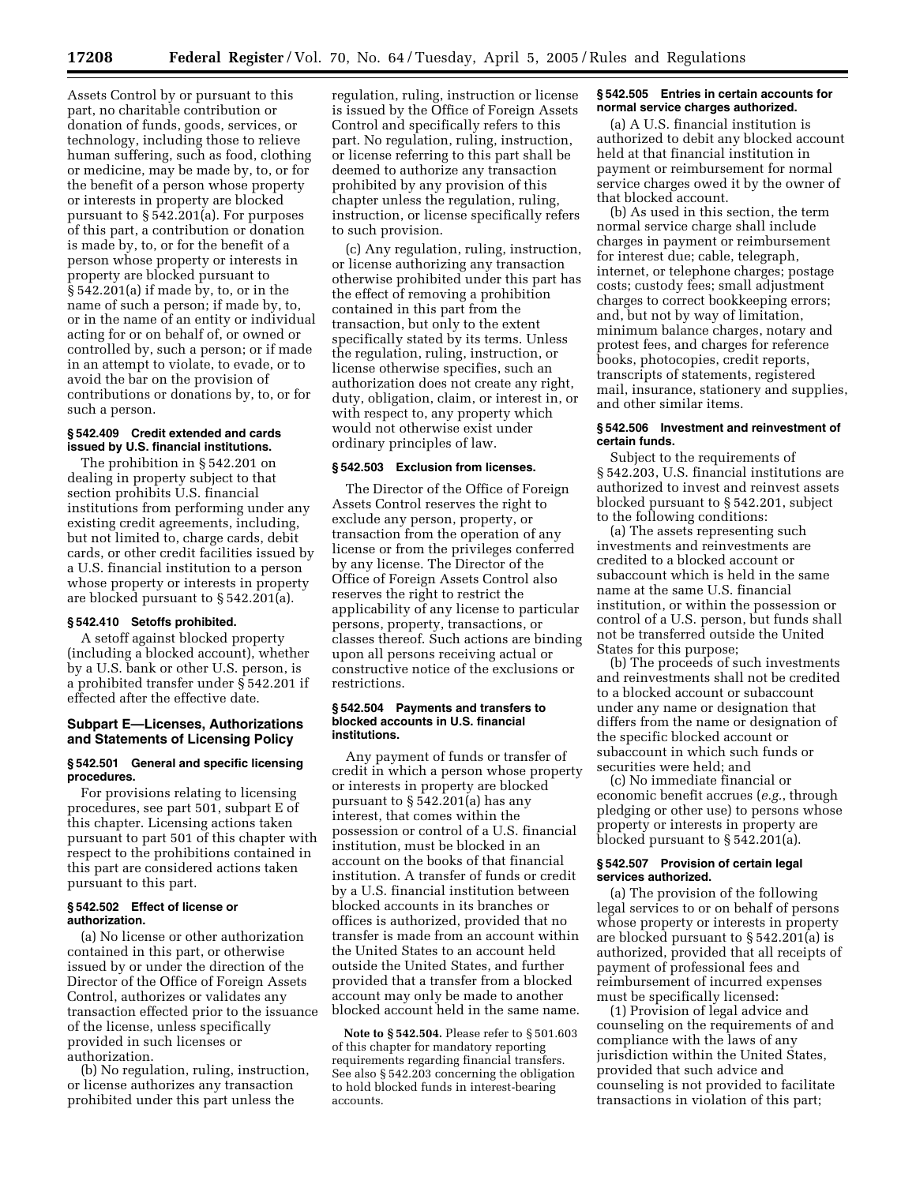Assets Control by or pursuant to this part, no charitable contribution or donation of funds, goods, services, or technology, including those to relieve human suffering, such as food, clothing or medicine, may be made by, to, or for the benefit of a person whose property or interests in property are blocked pursuant to § 542.201(a). For purposes of this part, a contribution or donation is made by, to, or for the benefit of a person whose property or interests in property are blocked pursuant to § 542.201(a) if made by, to, or in the name of such a person; if made by, to, or in the name of an entity or individual acting for or on behalf of, or owned or controlled by, such a person; or if made in an attempt to violate, to evade, or to avoid the bar on the provision of contributions or donations by, to, or for such a person.

#### § 542.409 Credit extended and cards issued by U.S. financial institutions.

The prohibition in § 542.201 on dealing in property subject to that section prohibits U.S. financial institutions from performing under any existing credit agreements, including, but not limited to, charge cards, debit cards, or other credit facilities issued by a U.S. financial institution to a person whose property or interests in property are blocked pursuant to § 542.201(a).

#### § 542.410 Setoffs prohibited.

A setoff against blocked property (including a blocked account), whether by a U.S. bank or other U.S. person, is a prohibited transfer under § 542.201 if effected after the effective date.

### Subpart E—Licenses, Authorizations and Statements of Licensing Policy

#### § 542.501 General and specific licensing procedures.

For provisions relating to licensing procedures, see part 501, subpart E of this chapter. Licensing actions taken pursuant to part 501 of this chapter with respect to the prohibitions contained in this part are considered actions taken pursuant to this part.

#### § 542.502 Effect of license or authorization.

(a) No license or other authorization contained in this part, or otherwise issued by or under the direction of the Director of the Office of Foreign Assets Control, authorizes or validates any transaction effected prior to the issuance of the license, unless specifically provided in such licenses or authorization.

(b) No regulation, ruling, instruction, or license authorizes any transaction prohibited under this part unless the regulation, ruling, instruction or license is issued by the Office of Foreign Assets Control and specifically refers to this part. No regulation, ruling, instruction, or license referring to this part shall be deemed to authorize any transaction prohibited by any provision of this chapter unless the regulation, ruling, instruction, or license specifically refers to such provision.

(c) Any regulation, ruling, instruction, or license authorizing any transaction otherwise prohibited under this part has the effect of removing a prohibition contained in this part from the transaction, but only to the extent specifically stated by its terms. Unless the regulation, ruling, instruction, or license otherwise specifies, such an authorization does not create any right, duty, obligation, claim, or interest in, or with respect to, any property which would not otherwise exist under ordinary principles of law.

#### § 542.503 Exclusion from licenses.

The Director of the Office of Foreign Assets Control reserves the right to exclude any person, property, or transaction from the operation of any license or from the privileges conferred by any license. The Director of the Office of Foreign Assets Control also reserves the right to restrict the applicability of any license to particular persons, property, transactions, or classes thereof. Such actions are binding upon all persons receiving actual or constructive notice of the exclusions or restrictions.

#### § 542.504 Payments and transfers to blocked accounts in U.S. financial institutions.

Any payment of funds or transfer of credit in which a person whose property or interests in property are blocked pursuant to § 542.201(a) has any interest, that comes within the possession or control of a U.S. financial institution, must be blocked in an account on the books of that financial institution. A transfer of funds or credit by a U.S. financial institution between blocked accounts in its branches or offices is authorized, provided that no transfer is made from an account within the United States to an account held outside the United States, and further provided that a transfer from a blocked account may only be made to another blocked account held in the same name.

**Note to § 542.504.** Please refer to § 501.603 of this chapter for mandatory reporting requirements regarding financial transfers. See also § 542.203 concerning the obligation to hold blocked funds in interest-bearing accounts.

#### § 542.505 Entries in certain accounts for normal service charges authorized.

(a) A U.S. financial institution is authorized to debit any blocked account held at that financial institution in payment or reimbursement for normal service charges owed it by the owner of that blocked account.

(b) As used in this section, the term normal service charge shall include charges in payment or reimbursement for interest due; cable, telegraph, internet, or telephone charges; postage costs; custody fees; small adjustment charges to correct bookkeeping errors; and, but not by way of limitation, minimum balance charges, notary and protest fees, and charges for reference books, photocopies, credit reports, transcripts of statements, registered mail, insurance, stationery and supplies, and other similar items.

#### § 542.506 Investment and reinvestment of certain funds.

Subject to the requirements of § 542.203, U.S. financial institutions are authorized to invest and reinvest assets blocked pursuant to § 542.201, subject to the following conditions:

(a) The assets representing such investments and reinvestments are credited to a blocked account or subaccount which is held in the same name at the same U.S. financial institution, or within the possession or control of a U.S. person, but funds shall not be transferred outside the United States for this purpose;

(b) The proceeds of such investments and reinvestments shall not be credited to a blocked account or subaccount under any name or designation that differs from the name or designation of the specific blocked account or subaccount in which such funds or securities were held; and

(c) No immediate financial or economic benefit accrues (*e.g.*, through pledging or other use) to persons whose property or interests in property are blocked pursuant to § 542.201(a).

#### § 542.507 Provision of certain legal services authorized.

(a) The provision of the following legal services to or on behalf of persons whose property or interests in property are blocked pursuant to § 542.201(a) is authorized, provided that all receipts of payment of professional fees and reimbursement of incurred expenses must be specifically licensed:

(1) Provision of legal advice and counseling on the requirements of and compliance with the laws of any jurisdiction within the United States, provided that such advice and counseling is not provided to facilitate transactions in violation of this part;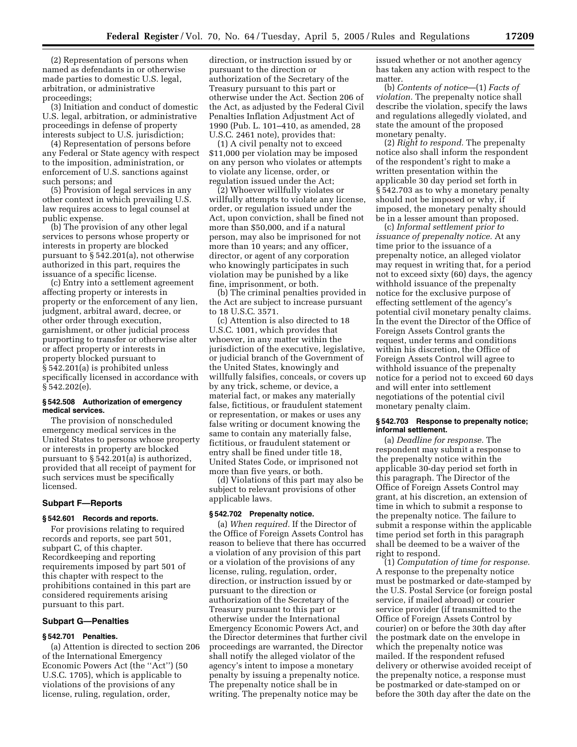(2) Representation of persons when named as defendants in or otherwise made parties to domestic U.S. legal, arbitration, or administrative proceedings;

(3) Initiation and conduct of domestic U.S. legal, arbitration, or administrative proceedings in defense of property interests subject to U.S. jurisdiction;

(4) Representation of persons before any Federal or State agency with respect to the imposition, administration, or enforcement of U.S. sanctions against such persons; and

(5) Provision of legal services in any other context in which prevailing U.S. law requires access to legal counsel at public expense.

(b) The provision of any other legal services to persons whose property or interests in property are blocked pursuant to § 542.201(a), not otherwise authorized in this part, requires the issuance of a specific license.

(c) Entry into a settlement agreement affecting property or interests in property or the enforcement of any lien, judgment, arbitral award, decree, or other order through execution, garnishment, or other judicial process purporting to transfer or otherwise alter or affect property or interests in property blocked pursuant to § 542.201(a) is prohibited unless specifically licensed in accordance with § 542.202(e).

#### § 542.508 Authorization of emergency medical services.

The provision of nonscheduled emergency medical services in the United States to persons whose property or interests in property are blocked pursuant to § 542.201(a) is authorized, provided that all receipt of payment for such services must be specifically licensed.

### Subpart F—Reports

#### § 542.601 Records and reports.

For provisions relating to required records and reports, see part 501, subpart C, of this chapter. Recordkeeping and reporting requirements imposed by part 501 of this chapter with respect to the prohibitions contained in this part are considered requirements arising pursuant to this part.

### Subpart G—Penalties

#### § 542.701 Penalties.

(a) Attention is directed to section 206 of the International Emergency Economic Powers Act (the ''Act'') (50 U.S.C. 1705), which is applicable to violations of the provisions of any license, ruling, regulation, order, direction, or instruction issued by or pursuant to the direction or authorization of the Secretary of the Treasury pursuant to this part or otherwise under the Act. Section 206 of the Act, as adjusted by the Federal Civil Penalties Inflation Adjustment Act of 1990 (Pub. L. 101–410, as amended, 28 U.S.C. 2461 note), provides that:

(1) A civil penalty not to exceed $11,000 per violation may be imposed on any person who violates or attempts to violate any license, order, or regulation issued under the Act;

(2) Whoever willfully violates or willfully attempts to violate any license, order, or regulation issued under the Act, upon conviction, shall be fined not more than $50,000, and if a natural person, may also be imprisoned for not more than 10 years; and any officer, director, or agent of any corporation who knowingly participates in such violation may be punished by a like fine, imprisonment, or both.

(b) The criminal penalties provided in the Act are subject to increase pursuant to 18 U.S.C. 3571.

(c) Attention is also directed to 18 U.S.C. 1001, which provides that whoever, in any matter within the jurisdiction of the executive, legislative, or judicial branch of the Government of the United States, knowingly and willfully falsifies, conceals, or covers up by any trick, scheme, or device, a material fact, or makes any materially false, fictitious, or fraudulent statement or representation, or makes or uses any false writing or document knowing the same to contain any materially false, fictitious, or fraudulent statement or entry shall be fined under title 18, United States Code, or imprisoned not more than five years, or both.

(d) Violations of this part may also be subject to relevant provisions of other applicable laws.

#### § 542.702 Prepenalty notice.

(a) *When required.* If the Director of the Office of Foreign Assets Control has reason to believe that there has occurred a violation of any provision of this part or a violation of the provisions of any license, ruling, regulation, order, direction, or instruction issued by or pursuant to the direction or authorization of the Secretary of the Treasury pursuant to this part or otherwise under the International Emergency Economic Powers Act, and the Director determines that further civil proceedings are warranted, the Director shall notify the alleged violator of the agency's intent to impose a monetary penalty by issuing a prepenalty notice. The prepenalty notice shall be in writing. The prepenalty notice may be issued whether or not another agency has taken any action with respect to the matter.

(b) *Contents of notice*—(1) *Facts of violation.* The prepenalty notice shall describe the violation, specify the laws and regulations allegedly violated, and state the amount of the proposed monetary penalty.

(2) *Right to respond.* The prepenalty notice also shall inform the respondent of the respondent's right to make a written presentation within the applicable 30 day period set forth in § 542.703 as to why a monetary penalty should not be imposed or why, if imposed, the monetary penalty should be in a lesser amount than proposed.

(c) *Informal settlement prior to issuance of prepenalty notice.* At any time prior to the issuance of a prepenalty notice, an alleged violator may request in writing that, for a period not to exceed sixty (60) days, the agency withhold issuance of the prepenalty notice for the exclusive purpose of effecting settlement of the agency's potential civil monetary penalty claims. In the event the Director of the Office of Foreign Assets Control grants the request, under terms and conditions within his discretion, the Office of Foreign Assets Control will agree to withhold issuance of the prepenalty notice for a period not to exceed 60 days and will enter into settlement negotiations of the potential civil monetary penalty claim.

#### § 542.703 Response to prepenalty notice; informal settlement.

(a) *Deadline for response.* The respondent may submit a response to the prepenalty notice within the applicable 30-day period set forth in this paragraph. The Director of the Office of Foreign Assets Control may grant, at his discretion, an extension of time in which to submit a response to the prepenalty notice. The failure to submit a response within the applicable time period set forth in this paragraph shall be deemed to be a waiver of the right to respond.

(1) *Computation of time for response.* A response to the prepenalty notice must be postmarked or date-stamped by the U.S. Postal Service (or foreign postal service, if mailed abroad) or courier service provider (if transmitted to the Office of Foreign Assets Control by courier) on or before the 30th day after the postmark date on the envelope in which the prepenalty notice was mailed. If the respondent refused delivery or otherwise avoided receipt of the prepenalty notice, a response must be postmarked or date-stamped on or before the 30th day after the date on the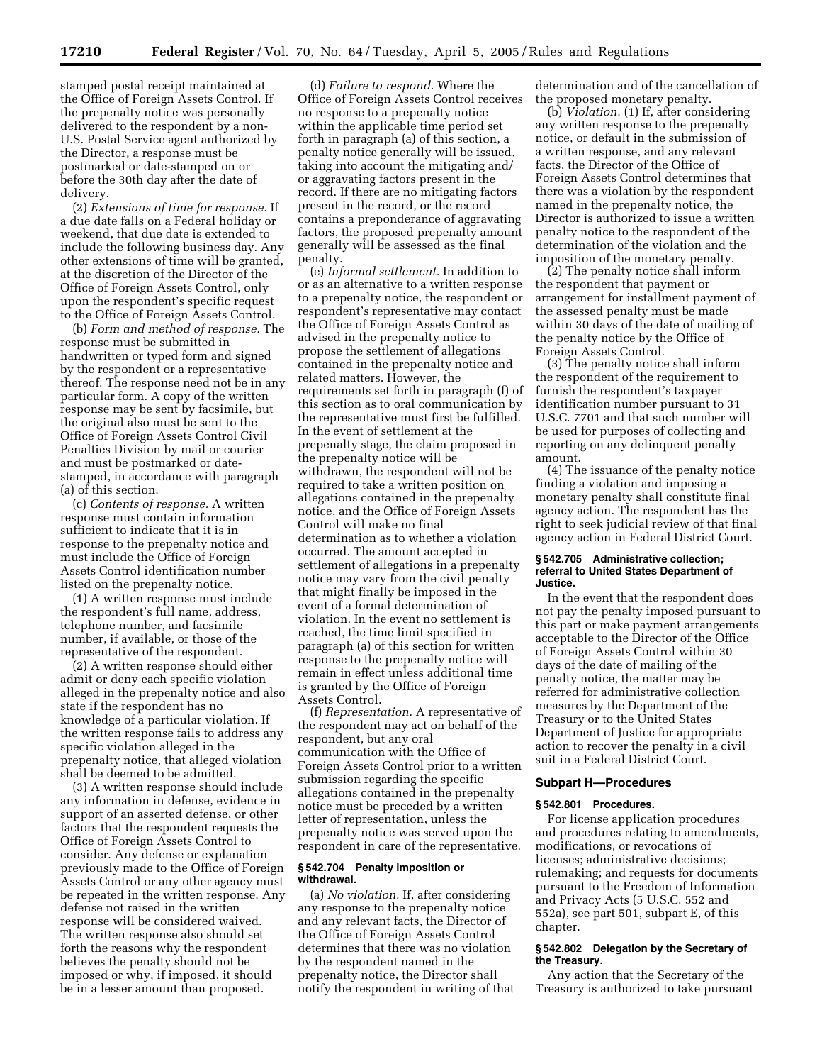stamped postal receipt maintained at the Office of Foreign Assets Control. If the prepenalty notice was personally delivered to the respondent by a non-U.S. Postal Service agent authorized by the Director, a response must be postmarked or date-stamped on or before the 30th day after the date of delivery.

(2) *Extensions of time for response.* If a due date falls on a Federal holiday or weekend, that due date is extended to include the following business day. Any other extensions of time will be granted, at the discretion of the Director of the Office of Foreign Assets Control, only upon the respondent's specific request to the Office of Foreign Assets Control.

(b) *Form and method of response.* The response must be submitted in handwritten or typed form and signed by the respondent or a representative thereof. The response need not be in any particular form. A copy of the written response may be sent by facsimile, but the original also must be sent to the Office of Foreign Assets Control Civil Penalties Division by mail or courier and must be postmarked or date-stamped, in accordance with paragraph (a) of this section.

(c) *Contents of response.* A written response must contain information sufficient to indicate that it is in response to the prepenalty notice and must include the Office of Foreign Assets Control identification number listed on the prepenalty notice.

(1) A written response must include the respondent's full name, address, telephone number, and facsimile number, if available, or those of the representative of the respondent.

(2) A written response should either admit or deny each specific violation alleged in the prepenalty notice and also state if the respondent has no knowledge of a particular violation. If the written response fails to address any specific violation alleged in the prepenalty notice, that alleged violation shall be deemed to be admitted.

(3) A written response should include any information in defense, evidence in support of an asserted defense, or other factors that the respondent requests the Office of Foreign Assets Control to consider. Any defense or explanation previously made to the Office of Foreign Assets Control or any other agency must be repeated in the written response. Any defense not raised in the written response will be considered waived. The written response also should set forth the reasons why the respondent believes the penalty should not be imposed or why, if imposed, it should be in a lesser amount than proposed.

(d) *Failure to respond.* Where the Office of Foreign Assets Control receives no response to a prepenalty notice within the applicable time period set forth in paragraph (a) of this section, a penalty notice generally will be issued, taking into account the mitigating and/or aggravating factors present in the record. If there are no mitigating factors present in the record, or the record contains a preponderance of aggravating factors, the proposed prepenalty amount generally will be assessed as the final penalty.

(e) *Informal settlement.* In addition to or as an alternative to a written response to a prepenalty notice, the respondent or respondent's representative may contact the Office of Foreign Assets Control as advised in the prepenalty notice to propose the settlement of allegations contained in the prepenalty notice and related matters. However, the requirements set forth in paragraph (f) of this section as to oral communication by the representative must first be fulfilled. In the event of settlement at the prepenalty stage, the claim proposed in the prepenalty notice will be withdrawn, the respondent will not be required to take a written position on allegations contained in the prepenalty notice, and the Office of Foreign Assets Control will make no final determination as to whether a violation occurred. The amount accepted in settlement of allegations in a prepenalty notice may vary from the civil penalty that might finally be imposed in the event of a formal determination of violation. In the event no settlement is reached, the time limit specified in paragraph (a) of this section for written response to the prepenalty notice will remain in effect unless additional time is granted by the Office of Foreign Assets Control.

(f) *Representation.* A representative of the respondent may act on behalf of the respondent, but any oral communication with the Office of Foreign Assets Control prior to a written submission regarding the specific allegations contained in the prepenalty notice must be preceded by a written letter of representation, unless the prepenalty notice was served upon the respondent in care of the representative.

#### § 542.704 Penalty imposition or withdrawal.

(a) *No violation.* If, after considering any response to the prepenalty notice and any relevant facts, the Director of the Office of Foreign Assets Control determines that there was no violation by the respondent named in the prepenalty notice, the Director shall notify the respondent in writing of that determination and of the cancellation of the proposed monetary penalty.

(b) *Violation.* (1) If, after considering any written response to the prepenalty notice, or default in the submission of a written response, and any relevant facts, the Director of the Office of Foreign Assets Control determines that there was a violation by the respondent named in the prepenalty notice, the Director is authorized to issue a written penalty notice to the respondent of the determination of the violation and the imposition of the monetary penalty.

(2) The penalty notice shall inform the respondent that payment or arrangement for installment payment of the assessed penalty must be made within 30 days of the date of mailing of the penalty notice by the Office of Foreign Assets Control.

(3) The penalty notice shall inform the respondent of the requirement to furnish the respondent's taxpayer identification number pursuant to 31 U.S.C. 7701 and that such number will be used for purposes of collecting and reporting on any delinquent penalty amount.

(4) The issuance of the penalty notice finding a violation and imposing a monetary penalty shall constitute final agency action. The respondent has the right to seek judicial review of that final agency action in Federal District Court.

#### § 542.705 Administrative collection; referral to United States Department of Justice.

In the event that the respondent does not pay the penalty imposed pursuant to this part or make payment arrangements acceptable to the Director of the Office of Foreign Assets Control within 30 days of the date of mailing of the penalty notice, the matter may be referred for administrative collection measures by the Department of the Treasury or to the United States Department of Justice for appropriate action to recover the penalty in a civil suit in a Federal District Court.

### Subpart H—Procedures

#### § 542.801 Procedures.

For license application procedures and procedures relating to amendments, modifications, or revocations of licenses; administrative decisions; rulemaking; and requests for documents pursuant to the Freedom of Information and Privacy Acts (5 U.S.C. 552 and 552a), see part 501, subpart E, of this chapter.

#### § 542.802 Delegation by the Secretary of the Treasury.

Any action that the Secretary of the Treasury is authorized to take pursuant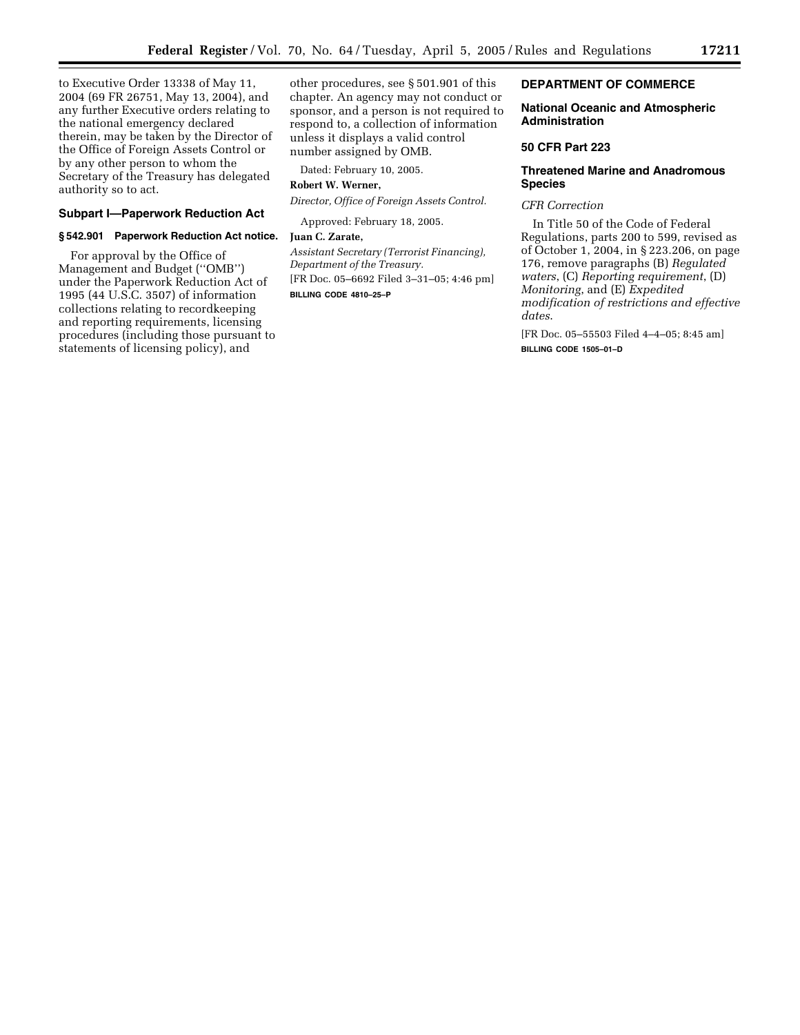to Executive Order 13338 of May 11, 2004 (69 FR 26751, May 13, 2004), and any further Executive orders relating to the national emergency declared therein, may be taken by the Director of the Office of Foreign Assets Control or by any other person to whom the Secretary of the Treasury has delegated authority so to act.

### Subpart I—Paperwork Reduction Act

#### § 542.901 Paperwork Reduction Act notice.

For approval by the Office of Management and Budget (''OMB'') under the Paperwork Reduction Act of 1995 (44 U.S.C. 3507) of information collections relating to recordkeeping and reporting requirements, licensing procedures (including those pursuant to statements of licensing policy), and other procedures, see § 501.901 of this chapter. An agency may not conduct or sponsor, and a person is not required to respond to, a collection of information unless it displays a valid control number assigned by OMB.

Dated: February 10, 2005.

**Robert W. Werner,**

*Director, Office of Foreign Assets Control.*

Approved: February 18, 2005.

**Juan C. Zarate,**

*Assistant Secretary (Terrorist Financing), Department of the Treasury.*

[FR Doc. 05–6692 Filed 3–31–05; 4:46 pm]

**BILLING CODE 4810–25–P**

## DEPARTMENT OF COMMERCE

### National Oceanic and Atmospheric Administration

### 50 CFR Part 223

### Threatened Marine and Anadromous Species

*CFR Correction*

In Title 50 of the Code of Federal Regulations, parts 200 to 599, revised as of October 1, 2004, in § 223.206, on page 176, remove paragraphs (B) *Regulated waters*, (C) *Reporting requirement*, (D) *Monitoring*, and (E) *Expedited modification of restrictions and effective dates*.

[FR Doc. 05–55503 Filed 4–4–05; 8:45 am]

**BILLING CODE 1505–01–D**